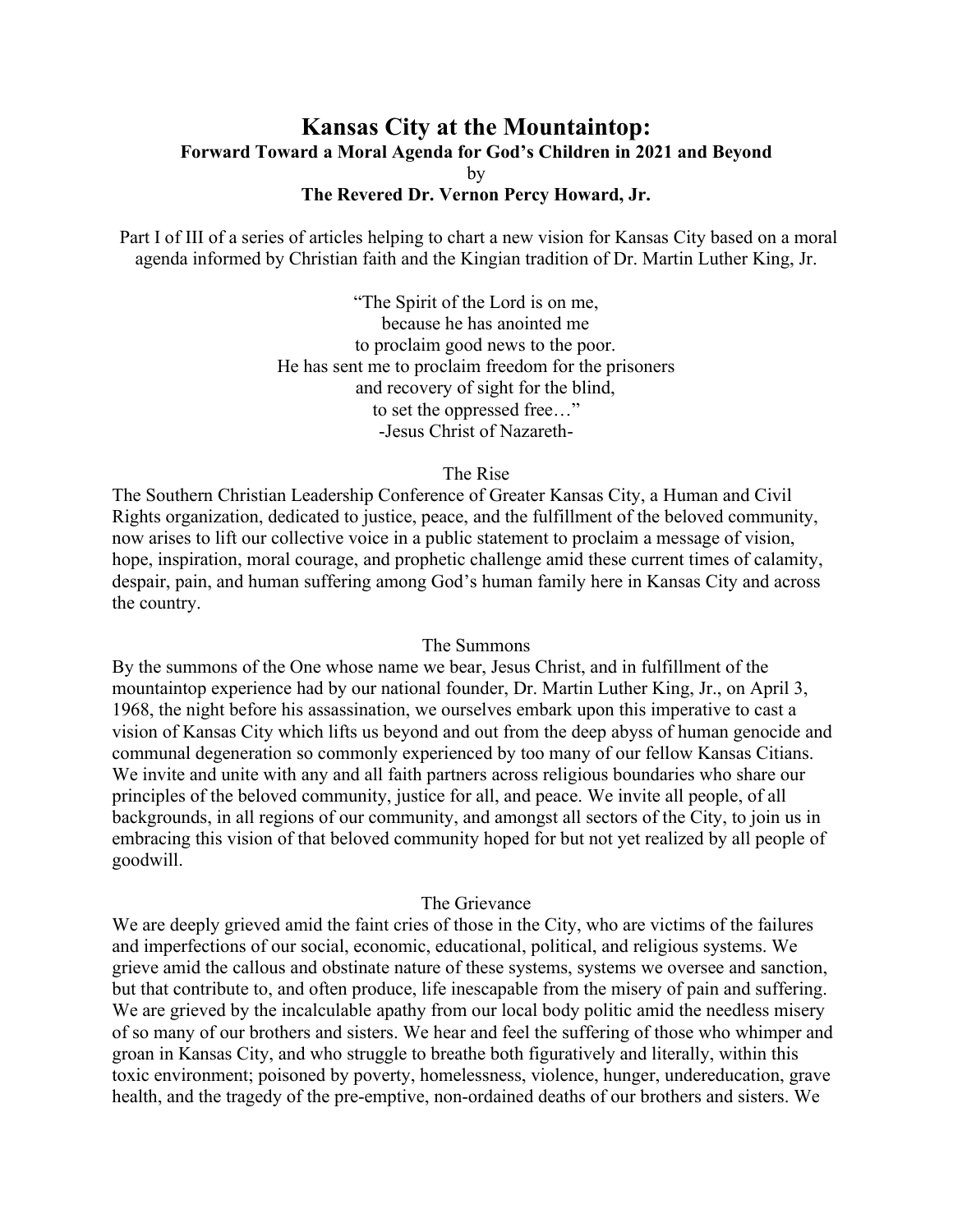# Kansas City at the Mountaintop:

### Forward Toward a Moral Agenda for God's Children in 2021 and Beyond

by

**The Revered Dr. Vernon Percy Howard, Jr.**

Part I of III of a series of articles helping to chart a new vision for Kansas City based on a moral agenda informed by Christian faith and the Kingian tradition of Dr. Martin Luther King, Jr.

"The Spirit of the Lord is on me,
because he has anointed me
to proclaim good news to the poor.
He has sent me to proclaim freedom for the prisoners
and recovery of sight for the blind,
to set the oppressed free…"
-Jesus Christ of Nazareth-

## The Rise

The Southern Christian Leadership Conference of Greater Kansas City, a Human and Civil Rights organization, dedicated to justice, peace, and the fulfillment of the beloved community, now arises to lift our collective voice in a public statement to proclaim a message of vision, hope, inspiration, moral courage, and prophetic challenge amid these current times of calamity, despair, pain, and human suffering among God's human family here in Kansas City and across the country.

## The Summons

By the summons of the One whose name we bear, Jesus Christ, and in fulfillment of the mountaintop experience had by our national founder, Dr. Martin Luther King, Jr., on April 3, 1968, the night before his assassination, we ourselves embark upon this imperative to cast a vision of Kansas City which lifts us beyond and out from the deep abyss of human genocide and communal degeneration so commonly experienced by too many of our fellow Kansas Citians. We invite and unite with any and all faith partners across religious boundaries who share our principles of the beloved community, justice for all, and peace. We invite all people, of all backgrounds, in all regions of our community, and amongst all sectors of the City, to join us in embracing this vision of that beloved community hoped for but not yet realized by all people of goodwill.

## The Grievance

We are deeply grieved amid the faint cries of those in the City, who are victims of the failures and imperfections of our social, economic, educational, political, and religious systems. We grieve amid the callous and obstinate nature of these systems, systems we oversee and sanction, but that contribute to, and often produce, life inescapable from the misery of pain and suffering. We are grieved by the incalculable apathy from our local body politic amid the needless misery of so many of our brothers and sisters. We hear and feel the suffering of those who whimper and groan in Kansas City, and who struggle to breathe both figuratively and literally, within this toxic environment; poisoned by poverty, homelessness, violence, hunger, undereducation, grave health, and the tragedy of the pre-emptive, non-ordained deaths of our brothers and sisters. We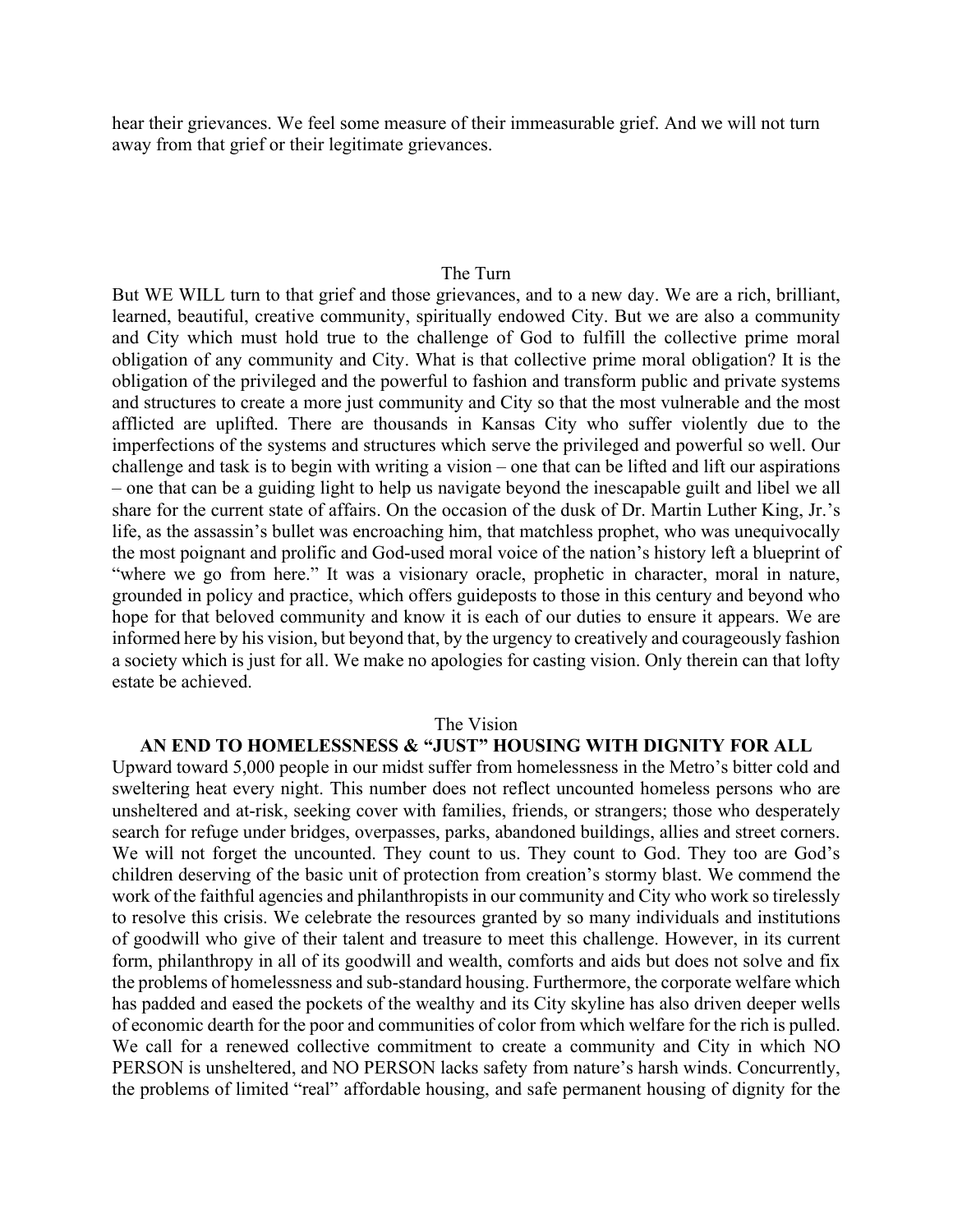hear their grievances. We feel some measure of their immeasurable grief. And we will not turn away from that grief or their legitimate grievances.

## The Turn

But WE WILL turn to that grief and those grievances, and to a new day. We are a rich, brilliant, learned, beautiful, creative community, spiritually endowed City. But we are also a community and City which must hold true to the challenge of God to fulfill the collective prime moral obligation of any community and City. What is that collective prime moral obligation? It is the obligation of the privileged and the powerful to fashion and transform public and private systems and structures to create a more just community and City so that the most vulnerable and the most afflicted are uplifted. There are thousands in Kansas City who suffer violently due to the imperfections of the systems and structures which serve the privileged and powerful so well. Our challenge and task is to begin with writing a vision – one that can be lifted and lift our aspirations – one that can be a guiding light to help us navigate beyond the inescapable guilt and libel we all share for the current state of affairs. On the occasion of the dusk of Dr. Martin Luther King, Jr.'s life, as the assassin's bullet was encroaching him, that matchless prophet, who was unequivocally the most poignant and prolific and God-used moral voice of the nation's history left a blueprint of "where we go from here." It was a visionary oracle, prophetic in character, moral in nature, grounded in policy and practice, which offers guideposts to those in this century and beyond who hope for that beloved community and know it is each of our duties to ensure it appears. We are informed here by his vision, but beyond that, by the urgency to creatively and courageously fashion a society which is just for all. We make no apologies for casting vision. Only therein can that lofty estate be achieved.

## The Vision

### AN END TO HOMELESSNESS & "JUST" HOUSING WITH DIGNITY FOR ALL

Upward toward 5,000 people in our midst suffer from homelessness in the Metro's bitter cold and sweltering heat every night. This number does not reflect uncounted homeless persons who are unsheltered and at-risk, seeking cover with families, friends, or strangers; those who desperately search for refuge under bridges, overpasses, parks, abandoned buildings, allies and street corners. We will not forget the uncounted. They count to us. They count to God. They too are God's children deserving of the basic unit of protection from creation's stormy blast. We commend the work of the faithful agencies and philanthropists in our community and City who work so tirelessly to resolve this crisis. We celebrate the resources granted by so many individuals and institutions of goodwill who give of their talent and treasure to meet this challenge. However, in its current form, philanthropy in all of its goodwill and wealth, comforts and aids but does not solve and fix the problems of homelessness and sub-standard housing. Furthermore, the corporate welfare which has padded and eased the pockets of the wealthy and its City skyline has also driven deeper wells of economic dearth for the poor and communities of color from which welfare for the rich is pulled. We call for a renewed collective commitment to create a community and City in which NO PERSON is unsheltered, and NO PERSON lacks safety from nature's harsh winds. Concurrently, the problems of limited "real" affordable housing, and safe permanent housing of dignity for the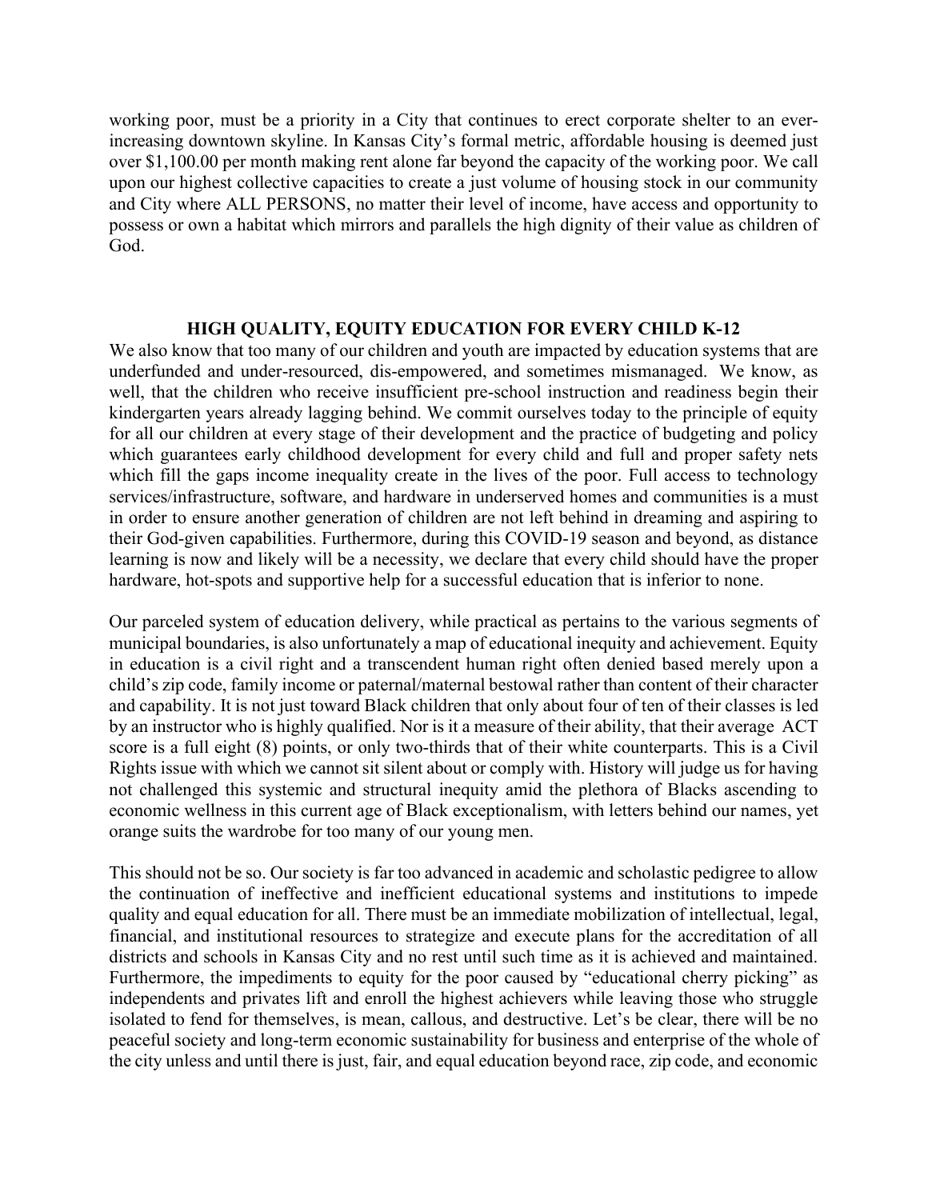working poor, must be a priority in a City that continues to erect corporate shelter to an ever-increasing downtown skyline. In Kansas City's formal metric, affordable housing is deemed just over $1,100.00 per month making rent alone far beyond the capacity of the working poor. We call upon our highest collective capacities to create a just volume of housing stock in our community and City where ALL PERSONS, no matter their level of income, have access and opportunity to possess or own a habitat which mirrors and parallels the high dignity of their value as children of God.

## HIGH QUALITY, EQUITY EDUCATION FOR EVERY CHILD K-12

We also know that too many of our children and youth are impacted by education systems that are underfunded and under-resourced, dis-empowered, and sometimes mismanaged. We know, as well, that the children who receive insufficient pre-school instruction and readiness begin their kindergarten years already lagging behind. We commit ourselves today to the principle of equity for all our children at every stage of their development and the practice of budgeting and policy which guarantees early childhood development for every child and full and proper safety nets which fill the gaps income inequality create in the lives of the poor. Full access to technology services/infrastructure, software, and hardware in underserved homes and communities is a must in order to ensure another generation of children are not left behind in dreaming and aspiring to their God-given capabilities. Furthermore, during this COVID-19 season and beyond, as distance learning is now and likely will be a necessity, we declare that every child should have the proper hardware, hot-spots and supportive help for a successful education that is inferior to none.

Our parceled system of education delivery, while practical as pertains to the various segments of municipal boundaries, is also unfortunately a map of educational inequity and achievement. Equity in education is a civil right and a transcendent human right often denied based merely upon a child's zip code, family income or paternal/maternal bestowal rather than content of their character and capability. It is not just toward Black children that only about four of ten of their classes is led by an instructor who is highly qualified. Nor is it a measure of their ability, that their average ACT score is a full eight (8) points, or only two-thirds that of their white counterparts. This is a Civil Rights issue with which we cannot sit silent about or comply with. History will judge us for having not challenged this systemic and structural inequity amid the plethora of Blacks ascending to economic wellness in this current age of Black exceptionalism, with letters behind our names, yet orange suits the wardrobe for too many of our young men.

This should not be so. Our society is far too advanced in academic and scholastic pedigree to allow the continuation of ineffective and inefficient educational systems and institutions to impede quality and equal education for all. There must be an immediate mobilization of intellectual, legal, financial, and institutional resources to strategize and execute plans for the accreditation of all districts and schools in Kansas City and no rest until such time as it is achieved and maintained. Furthermore, the impediments to equity for the poor caused by "educational cherry picking" as independents and privates lift and enroll the highest achievers while leaving those who struggle isolated to fend for themselves, is mean, callous, and destructive. Let's be clear, there will be no peaceful society and long-term economic sustainability for business and enterprise of the whole of the city unless and until there is just, fair, and equal education beyond race, zip code, and economic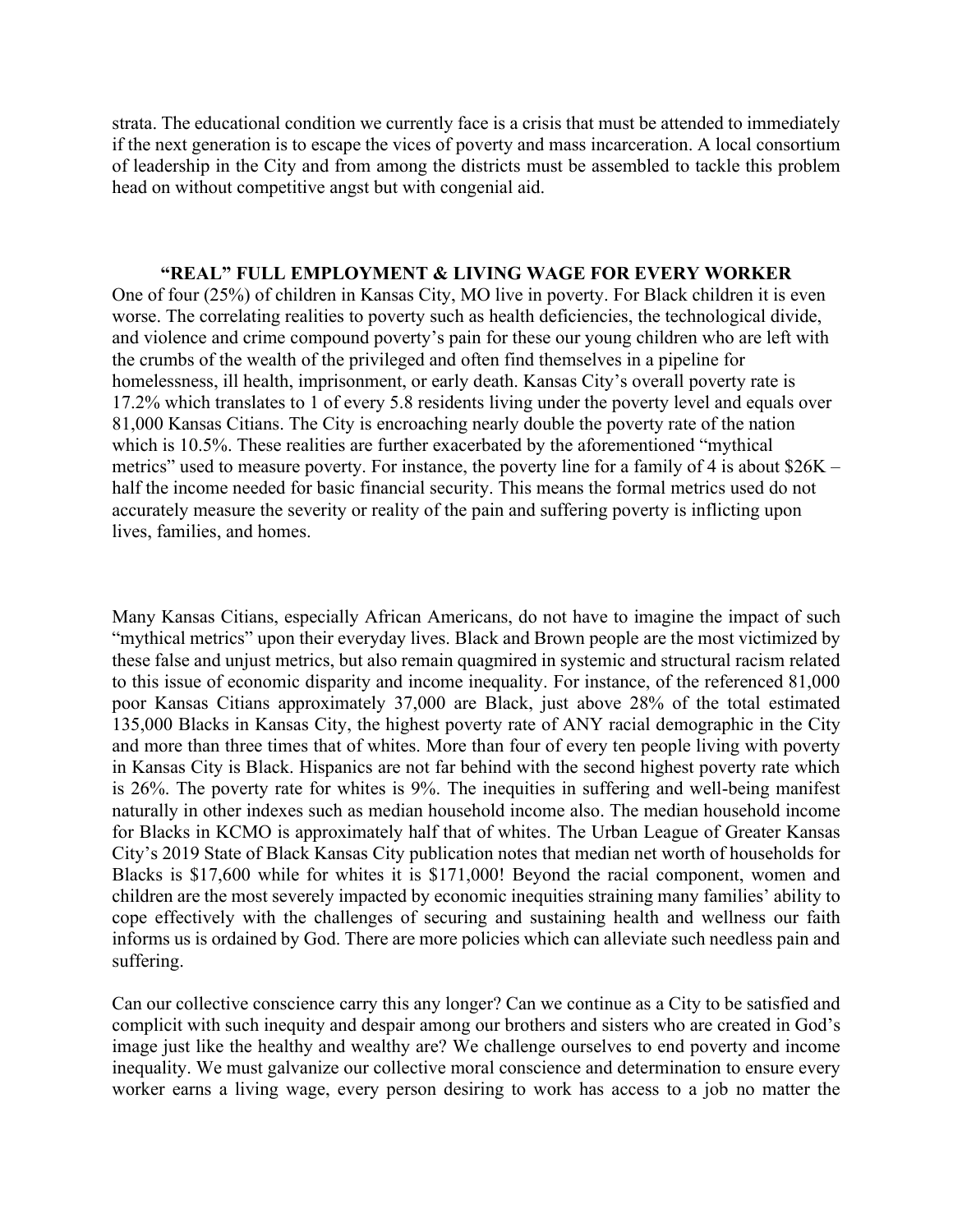strata. The educational condition we currently face is a crisis that must be attended to immediately if the next generation is to escape the vices of poverty and mass incarceration. A local consortium of leadership in the City and from among the districts must be assembled to tackle this problem head on without competitive angst but with congenial aid.

## "REAL" FULL EMPLOYMENT & LIVING WAGE FOR EVERY WORKER

One of four (25%) of children in Kansas City, MO live in poverty. For Black children it is even worse. The correlating realities to poverty such as health deficiencies, the technological divide, and violence and crime compound poverty's pain for these our young children who are left with the crumbs of the wealth of the privileged and often find themselves in a pipeline for homelessness, ill health, imprisonment, or early death. Kansas City's overall poverty rate is 17.2% which translates to 1 of every 5.8 residents living under the poverty level and equals over 81,000 Kansas Citians. The City is encroaching nearly double the poverty rate of the nation which is 10.5%. These realities are further exacerbated by the aforementioned "mythical metrics" used to measure poverty. For instance, the poverty line for a family of 4 is about $26K – half the income needed for basic financial security. This means the formal metrics used do not accurately measure the severity or reality of the pain and suffering poverty is inflicting upon lives, families, and homes.

Many Kansas Citians, especially African Americans, do not have to imagine the impact of such "mythical metrics" upon their everyday lives. Black and Brown people are the most victimized by these false and unjust metrics, but also remain quagmired in systemic and structural racism related to this issue of economic disparity and income inequality. For instance, of the referenced 81,000 poor Kansas Citians approximately 37,000 are Black, just above 28% of the total estimated 135,000 Blacks in Kansas City, the highest poverty rate of ANY racial demographic in the City and more than three times that of whites. More than four of every ten people living with poverty in Kansas City is Black. Hispanics are not far behind with the second highest poverty rate which is 26%. The poverty rate for whites is 9%. The inequities in suffering and well-being manifest naturally in other indexes such as median household income also. The median household income for Blacks in KCMO is approximately half that of whites. The Urban League of Greater Kansas City's 2019 State of Black Kansas City publication notes that median net worth of households for Blacks is $17,600 while for whites it is $171,000! Beyond the racial component, women and children are the most severely impacted by economic inequities straining many families' ability to cope effectively with the challenges of securing and sustaining health and wellness our faith informs us is ordained by God. There are more policies which can alleviate such needless pain and suffering.

Can our collective conscience carry this any longer? Can we continue as a City to be satisfied and complicit with such inequity and despair among our brothers and sisters who are created in God's image just like the healthy and wealthy are? We challenge ourselves to end poverty and income inequality. We must galvanize our collective moral conscience and determination to ensure every worker earns a living wage, every person desiring to work has access to a job no matter the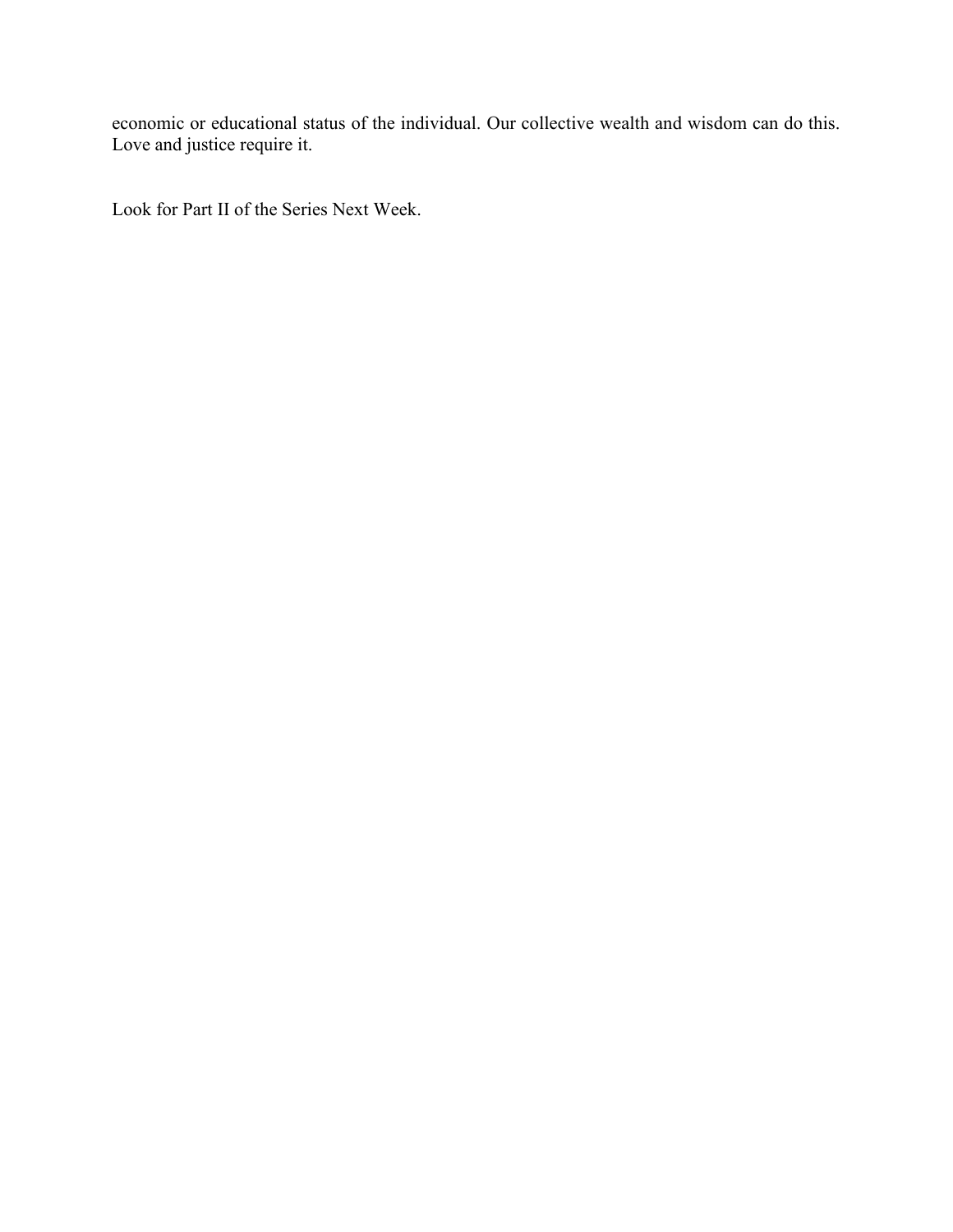economic or educational status of the individual. Our collective wealth and wisdom can do this. Love and justice require it.

Look for Part II of the Series Next Week.